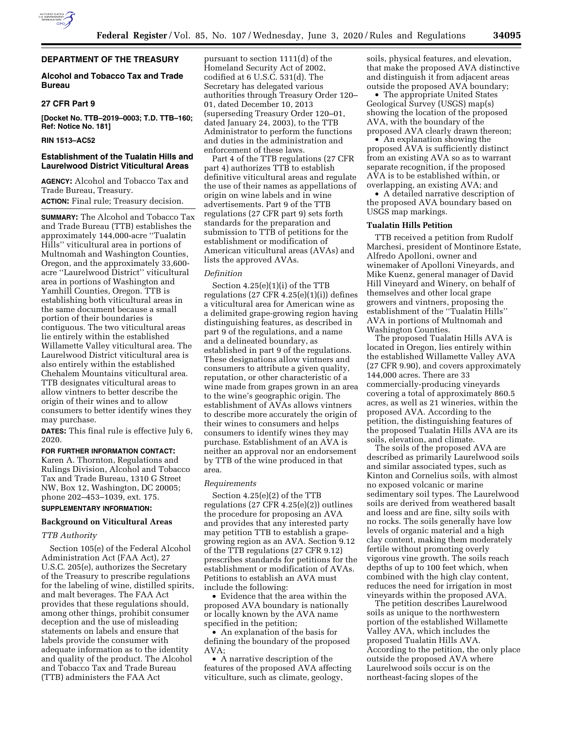**DEPARTMENT OF THE TREASURY**

**Alcohol and Tobacco Tax and Trade Bureau**

**27 CFR Part 9**

**[Docket No. TTB–2019–0003; T.D. TTB–160; Ref: Notice No. 181]**

**RIN 1513–AC52**

## Establishment of the Tualatin Hills and Laurelwood District Viticultural Areas

**AGENCY:** Alcohol and Tobacco Tax and Trade Bureau, Treasury.

**ACTION:** Final rule; Treasury decision.

**SUMMARY:** The Alcohol and Tobacco Tax and Trade Bureau (TTB) establishes the approximately 144,000-acre ''Tualatin Hills'' viticultural area in portions of Multnomah and Washington Counties, Oregon, and the approximately 33,600-acre ''Laurelwood District'' viticultural area in portions of Washington and Yamhill Counties, Oregon. TTB is establishing both viticultural areas in the same document because a small portion of their boundaries is contiguous. The two viticultural areas lie entirely within the established Willamette Valley viticultural area. The Laurelwood District viticultural area is also entirely within the established Chehalem Mountains viticultural area. TTB designates viticultural areas to allow vintners to better describe the origin of their wines and to allow consumers to better identify wines they may purchase.

**DATES:** This final rule is effective July 6, 2020.

**FOR FURTHER INFORMATION CONTACT:** Karen A. Thornton, Regulations and Rulings Division, Alcohol and Tobacco Tax and Trade Bureau, 1310 G Street NW, Box 12, Washington, DC 20005; phone 202–453–1039, ext. 175.

**SUPPLEMENTARY INFORMATION:**

### Background on Viticultural Areas

*TTB Authority*

Section 105(e) of the Federal Alcohol Administration Act (FAA Act), 27 U.S.C. 205(e), authorizes the Secretary of the Treasury to prescribe regulations for the labeling of wine, distilled spirits, and malt beverages. The FAA Act provides that these regulations should, among other things, prohibit consumer deception and the use of misleading statements on labels and ensure that labels provide the consumer with adequate information as to the identity and quality of the product. The Alcohol and Tobacco Tax and Trade Bureau (TTB) administers the FAA Act pursuant to section 1111(d) of the Homeland Security Act of 2002, codified at 6 U.S.C. 531(d). The Secretary has delegated various authorities through Treasury Order 120–01, dated December 10, 2013 (superseding Treasury Order 120–01, dated January 24, 2003), to the TTB Administrator to perform the functions and duties in the administration and enforcement of these laws.

Part 4 of the TTB regulations (27 CFR part 4) authorizes TTB to establish definitive viticultural areas and regulate the use of their names as appellations of origin on wine labels and in wine advertisements. Part 9 of the TTB regulations (27 CFR part 9) sets forth standards for the preparation and submission to TTB of petitions for the establishment or modification of American viticultural areas (AVAs) and lists the approved AVAs.

*Definition*

Section 4.25(e)(1)(i) of the TTB regulations (27 CFR 4.25(e)(1)(i)) defines a viticultural area for American wine as a delimited grape-growing region having distinguishing features, as described in part 9 of the regulations, and a name and a delineated boundary, as established in part 9 of the regulations. These designations allow vintners and consumers to attribute a given quality, reputation, or other characteristic of a wine made from grapes grown in an area to the wine's geographic origin. The establishment of AVAs allows vintners to describe more accurately the origin of their wines to consumers and helps consumers to identify wines they may purchase. Establishment of an AVA is neither an approval nor an endorsement by TTB of the wine produced in that area.

*Requirements*

Section 4.25(e)(2) of the TTB regulations (27 CFR 4.25(e)(2)) outlines the procedure for proposing an AVA and provides that any interested party may petition TTB to establish a grape-growing region as an AVA. Section 9.12 of the TTB regulations (27 CFR 9.12) prescribes standards for petitions for the establishment or modification of AVAs. Petitions to establish an AVA must include the following:

- Evidence that the area within the proposed AVA boundary is nationally or locally known by the AVA name specified in the petition;
- An explanation of the basis for defining the boundary of the proposed AVA;
- A narrative description of the features of the proposed AVA affecting viticulture, such as climate, geology, soils, physical features, and elevation, that make the proposed AVA distinctive and distinguish it from adjacent areas outside the proposed AVA boundary;
- The appropriate United States Geological Survey (USGS) map(s) showing the location of the proposed AVA, with the boundary of the proposed AVA clearly drawn thereon;
- An explanation showing the proposed AVA is sufficiently distinct from an existing AVA so as to warrant separate recognition, if the proposed AVA is to be established within, or overlapping, an existing AVA; and
- A detailed narrative description of the proposed AVA boundary based on USGS map markings.

### Tualatin Hills Petition

TTB received a petition from Rudolf Marchesi, president of Montinore Estate, Alfredo Apolloni, owner and winemaker of Apolloni Vineyards, and Mike Kuenz, general manager of David Hill Vineyard and Winery, on behalf of themselves and other local grape growers and vintners, proposing the establishment of the ''Tualatin Hills'' AVA in portions of Multnomah and Washington Counties.

The proposed Tualatin Hills AVA is located in Oregon, lies entirely within the established Willamette Valley AVA (27 CFR 9.90), and covers approximately 144,000 acres. There are 33 commercially-producing vineyards covering a total of approximately 860.5 acres, as well as 21 wineries, within the proposed AVA. According to the petition, the distinguishing features of the proposed Tualatin Hills AVA are its soils, elevation, and climate.

The soils of the proposed AVA are described as primarily Laurelwood soils and similar associated types, such as Kinton and Cornelius soils, with almost no exposed volcanic or marine sedimentary soil types. The Laurelwood soils are derived from weathered basalt and loess and are fine, silty soils with no rocks. The soils generally have low levels of organic material and a high clay content, making them moderately fertile without promoting overly vigorous vine growth. The soils reach depths of up to 100 feet which, when combined with the high clay content, reduces the need for irrigation in most vineyards within the proposed AVA.

The petition describes Laurelwood soils as unique to the northwestern portion of the established Willamette Valley AVA, which includes the proposed Tualatin Hills AVA. According to the petition, the only place outside the proposed AVA where Laurelwood soils occur is on the northeast-facing slopes of the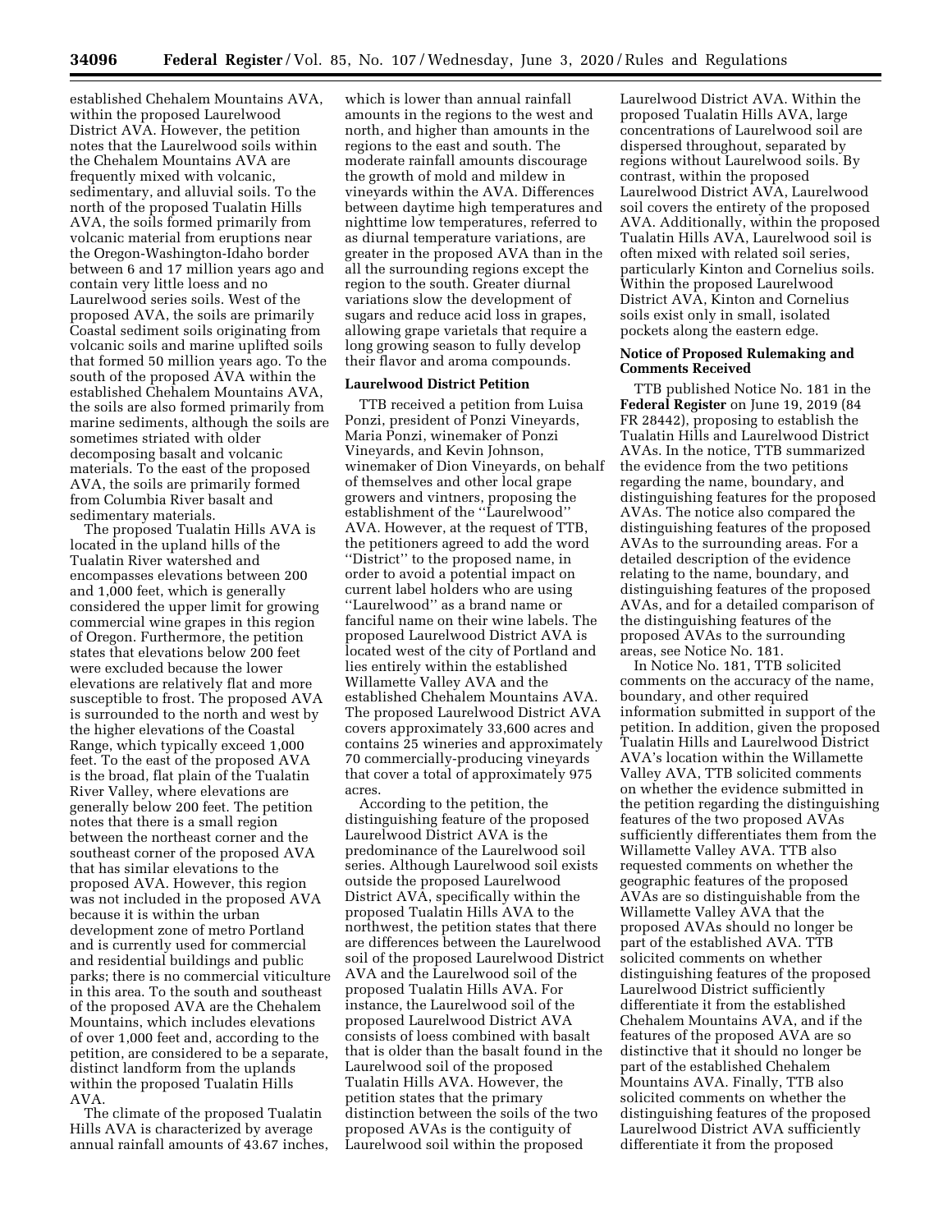established Chehalem Mountains AVA, within the proposed Laurelwood District AVA. However, the petition notes that the Laurelwood soils within the Chehalem Mountains AVA are frequently mixed with volcanic, sedimentary, and alluvial soils. To the north of the proposed Tualatin Hills AVA, the soils formed primarily from volcanic material from eruptions near the Oregon-Washington-Idaho border between 6 and 17 million years ago and contain very little loess and no Laurelwood series soils. West of the proposed AVA, the soils are primarily Coastal sediment soils originating from volcanic soils and marine uplifted soils that formed 50 million years ago. To the south of the proposed AVA within the established Chehalem Mountains AVA, the soils are also formed primarily from marine sediments, although the soils are sometimes striated with older decomposing basalt and volcanic materials. To the east of the proposed AVA, the soils are primarily formed from Columbia River basalt and sedimentary materials.

The proposed Tualatin Hills AVA is located in the upland hills of the Tualatin River watershed and encompasses elevations between 200 and 1,000 feet, which is generally considered the upper limit for growing commercial wine grapes in this region of Oregon. Furthermore, the petition states that elevations below 200 feet were excluded because the lower elevations are relatively flat and more susceptible to frost. The proposed AVA is surrounded to the north and west by the higher elevations of the Coastal Range, which typically exceed 1,000 feet. To the east of the proposed AVA is the broad, flat plain of the Tualatin River Valley, where elevations are generally below 200 feet. The petition notes that there is a small region between the northeast corner and the southeast corner of the proposed AVA that has similar elevations to the proposed AVA. However, this region was not included in the proposed AVA because it is within the urban development zone of metro Portland and is currently used for commercial and residential buildings and public parks; there is no commercial viticulture in this area. To the south and southeast of the proposed AVA are the Chehalem Mountains, which includes elevations of over 1,000 feet and, according to the petition, are considered to be a separate, distinct landform from the uplands within the proposed Tualatin Hills AVA.

The climate of the proposed Tualatin Hills AVA is characterized by average annual rainfall amounts of 43.67 inches, which is lower than annual rainfall amounts in the regions to the west and north, and higher than amounts in the regions to the east and south. The moderate rainfall amounts discourage the growth of mold and mildew in vineyards within the AVA. Differences between daytime high temperatures and nighttime low temperatures, referred to as diurnal temperature variations, are greater in the proposed AVA than in the all the surrounding regions except the region to the south. Greater diurnal variations slow the development of sugars and reduce acid loss in grapes, allowing grape varietals that require a long growing season to fully develop their flavor and aroma compounds.

### Laurelwood District Petition

TTB received a petition from Luisa Ponzi, president of Ponzi Vineyards, Maria Ponzi, winemaker of Ponzi Vineyards, and Kevin Johnson, winemaker of Dion Vineyards, on behalf of themselves and other local grape growers and vintners, proposing the establishment of the ''Laurelwood'' AVA. However, at the request of TTB, the petitioners agreed to add the word ''District'' to the proposed name, in order to avoid a potential impact on current label holders who are using ''Laurelwood'' as a brand name or fanciful name on their wine labels. The proposed Laurelwood District AVA is located west of the city of Portland and lies entirely within the established Willamette Valley AVA and the established Chehalem Mountains AVA. The proposed Laurelwood District AVA covers approximately 33,600 acres and contains 25 wineries and approximately 70 commercially-producing vineyards that cover a total of approximately 975 acres.

According to the petition, the distinguishing feature of the proposed Laurelwood District AVA is the predominance of the Laurelwood soil series. Although Laurelwood soil exists outside the proposed Laurelwood District AVA, specifically within the proposed Tualatin Hills AVA to the northwest, the petition states that there are differences between the Laurelwood soil of the proposed Laurelwood District AVA and the Laurelwood soil of the proposed Tualatin Hills AVA. For instance, the Laurelwood soil of the proposed Laurelwood District AVA consists of loess combined with basalt that is older than the basalt found in the Laurelwood soil of the proposed Tualatin Hills AVA. However, the petition states that the primary distinction between the soils of the two proposed AVAs is the contiguity of Laurelwood soil within the proposed Laurelwood District AVA. Within the proposed Tualatin Hills AVA, large concentrations of Laurelwood soil are dispersed throughout, separated by regions without Laurelwood soils. By contrast, within the proposed Laurelwood District AVA, Laurelwood soil covers the entirety of the proposed AVA. Additionally, within the proposed Tualatin Hills AVA, Laurelwood soil is often mixed with related soil series, particularly Kinton and Cornelius soils. Within the proposed Laurelwood District AVA, Kinton and Cornelius soils exist only in small, isolated pockets along the eastern edge.

### Notice of Proposed Rulemaking and Comments Received

TTB published Notice No. 181 in the **Federal Register** on June 19, 2019 (84 FR 28442), proposing to establish the Tualatin Hills and Laurelwood District AVAs. In the notice, TTB summarized the evidence from the two petitions regarding the name, boundary, and distinguishing features for the proposed AVAs. The notice also compared the distinguishing features of the proposed AVAs to the surrounding areas. For a detailed description of the evidence relating to the name, boundary, and distinguishing features of the proposed AVAs, and for a detailed comparison of the distinguishing features of the proposed AVAs to the surrounding areas, see Notice No. 181.

In Notice No. 181, TTB solicited comments on the accuracy of the name, boundary, and other required information submitted in support of the petition. In addition, given the proposed Tualatin Hills and Laurelwood District AVA's location within the Willamette Valley AVA, TTB solicited comments on whether the evidence submitted in the petition regarding the distinguishing features of the two proposed AVAs sufficiently differentiates them from the Willamette Valley AVA. TTB also requested comments on whether the geographic features of the proposed AVAs are so distinguishable from the Willamette Valley AVA that the proposed AVAs should no longer be part of the established AVA. TTB solicited comments on whether distinguishing features of the proposed Laurelwood District sufficiently differentiate it from the established Chehalem Mountains AVA, and if the features of the proposed AVA are so distinctive that it should no longer be part of the established Chehalem Mountains AVA. Finally, TTB also solicited comments on whether the distinguishing features of the proposed Laurelwood District AVA sufficiently differentiate it from the proposed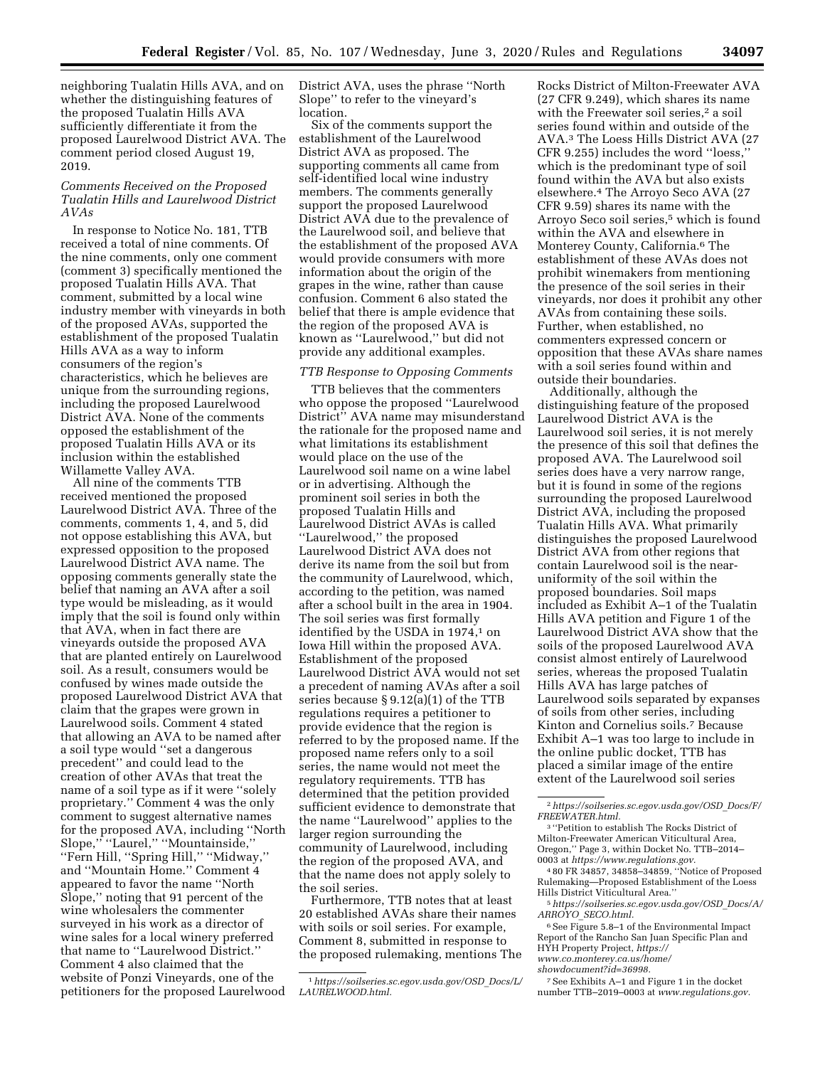neighboring Tualatin Hills AVA, and on whether the distinguishing features of the proposed Tualatin Hills AVA sufficiently differentiate it from the proposed Laurelwood District AVA. The comment period closed August 19, 2019.

*Comments Received on the Proposed Tualatin Hills and Laurelwood District AVAs*

In response to Notice No. 181, TTB received a total of nine comments. Of the nine comments, only one comment (comment 3) specifically mentioned the proposed Tualatin Hills AVA. That comment, submitted by a local wine industry member with vineyards in both of the proposed AVAs, supported the establishment of the proposed Tualatin Hills AVA as a way to inform consumers of the region's characteristics, which he believes are unique from the surrounding regions, including the proposed Laurelwood District AVA. None of the comments opposed the establishment of the proposed Tualatin Hills AVA or its inclusion within the established Willamette Valley AVA.

All nine of the comments TTB received mentioned the proposed Laurelwood District AVA. Three of the comments, comments 1, 4, and 5, did not oppose establishing this AVA, but expressed opposition to the proposed Laurelwood District AVA name. The opposing comments generally state the belief that naming an AVA after a soil type would be misleading, as it would imply that the soil is found only within that AVA, when in fact there are vineyards outside the proposed AVA that are planted entirely on Laurelwood soil. As a result, consumers would be confused by wines made outside the proposed Laurelwood District AVA that claim that the grapes were grown in Laurelwood soils. Comment 4 stated that allowing an AVA to be named after a soil type would "set a dangerous precedent" and could lead to the creation of other AVAs that treat the name of a soil type as if it were "solely proprietary." Comment 4 was the only comment to suggest alternative names for the proposed AVA, including "North Slope," "Laurel," "Mountainside," "Fern Hill, "Spring Hill," "Midway," and "Mountain Home." Comment 4 appeared to favor the name "North Slope," noting that 91 percent of the wine wholesalers the commenter surveyed in his work as a director of wine sales for a local winery preferred that name to "Laurelwood District." Comment 4 also claimed that the website of Ponzi Vineyards, one of the petitioners for the proposed Laurelwood District AVA, uses the phrase "North Slope" to refer to the vineyard's location.

Six of the comments support the establishment of the Laurelwood District AVA as proposed. The supporting comments all came from self-identified local wine industry members. The comments generally support the proposed Laurelwood District AVA due to the prevalence of the Laurelwood soil, and believe that the establishment of the proposed AVA would provide consumers with more information about the origin of the grapes in the wine, rather than cause confusion. Comment 6 also stated the belief that there is ample evidence that the region of the proposed AVA is known as "Laurelwood," but did not provide any additional examples.

*TTB Response to Opposing Comments*

TTB believes that the commenters who oppose the proposed "Laurelwood District" AVA name may misunderstand the rationale for the proposed name and what limitations its establishment would place on the use of the Laurelwood soil name on a wine label or in advertising. Although the prominent soil series in both the proposed Tualatin Hills and Laurelwood District AVAs is called "Laurelwood," the proposed Laurelwood District AVA does not derive its name from the soil but from the community of Laurelwood, which, according to the petition, was named after a school built in the area in 1904. The soil series was first formally identified by the USDA in 1974,[1] on Iowa Hill within the proposed AVA. Establishment of the proposed Laurelwood District AVA would not set a precedent of naming AVAs after a soil series because § 9.12(a)(1) of the TTB regulations requires a petitioner to provide evidence that the region is referred to by the proposed name. If the proposed name refers only to a soil series, the name would not meet the regulatory requirements. TTB has determined that the petition provided sufficient evidence to demonstrate that the name "Laurelwood" applies to the larger region surrounding the community of Laurelwood, including the region of the proposed AVA, and that the name does not apply solely to the soil series.

Furthermore, TTB notes that at least 20 established AVAs share their names with soils or soil series. For example, Comment 8, submitted in response to the proposed rulemaking, mentions The Rocks District of Milton-Freewater AVA (27 CFR 9.249), which shares its name with the Freewater soil series,[2] a soil series found within and outside of the AVA.[3] The Loess Hills District AVA (27 CFR 9.255) includes the word "loess," which is the predominant type of soil found within the AVA but also exists elsewhere.[4] The Arroyo Seco AVA (27 CFR 9.59) shares its name with the Arroyo Seco soil series,[5] which is found within the AVA and elsewhere in Monterey County, California.[6] The establishment of these AVAs does not prohibit winemakers from mentioning the presence of the soil series in their vineyards, nor does it prohibit any other AVAs from containing these soils. Further, when established, no commenters expressed concern or opposition that these AVAs share names with a soil series found within and outside their boundaries.

Additionally, although the distinguishing feature of the proposed Laurelwood District AVA is the Laurelwood soil series, it is not merely the presence of this soil that defines the proposed AVA. The Laurelwood soil series does have a very narrow range, but it is found in some of the regions surrounding the proposed Laurelwood District AVA, including the proposed Tualatin Hills AVA. What primarily distinguishes the proposed Laurelwood District AVA from other regions that contain Laurelwood soil is the near-uniformity of the soil within the proposed boundaries. Soil maps included as Exhibit A–1 of the Tualatin Hills AVA petition and Figure 1 of the Laurelwood District AVA show that the soils of the proposed Laurelwood AVA consist almost entirely of Laurelwood series, whereas the proposed Tualatin Hills AVA has large patches of Laurelwood soils separated by expanses of soils from other series, including Kinton and Cornelius soils.[7] Because Exhibit A–1 was too large to include in the online public docket, TTB has placed a similar image of the entire extent of the Laurelwood soil series

[1] *https://soilseries.sc.egov.usda.gov/OSD_Docs/L/LAURELWOOD.html.*

[2] *https://soilseries.sc.egov.usda.gov/OSD_Docs/F/FREEWATER.html.*

[3] "Petition to establish The Rocks District of Milton-Freewater American Viticultural Area, Oregon," Page 3, within Docket No. TTB–2014–0003 at *https://www.regulations.gov.*

[4] 80 FR 34857, 34858–34859, "Notice of Proposed Rulemaking—Proposed Establishment of the Loess Hills District Viticultural Area."

[5] *https://soilseries.sc.egov.usda.gov/OSD_Docs/A/ARROYO_SECO.html.*

[6] See Figure 5.8–1 of the Environmental Impact Report of the Rancho San Juan Specific Plan and HYH Property Project, *https://www.co.monterey.ca.us/home/showdocument?id=36998.*

[7] See Exhibits A–1 and Figure 1 in the docket number TTB–2019–0003 at *www.regulations.gov.*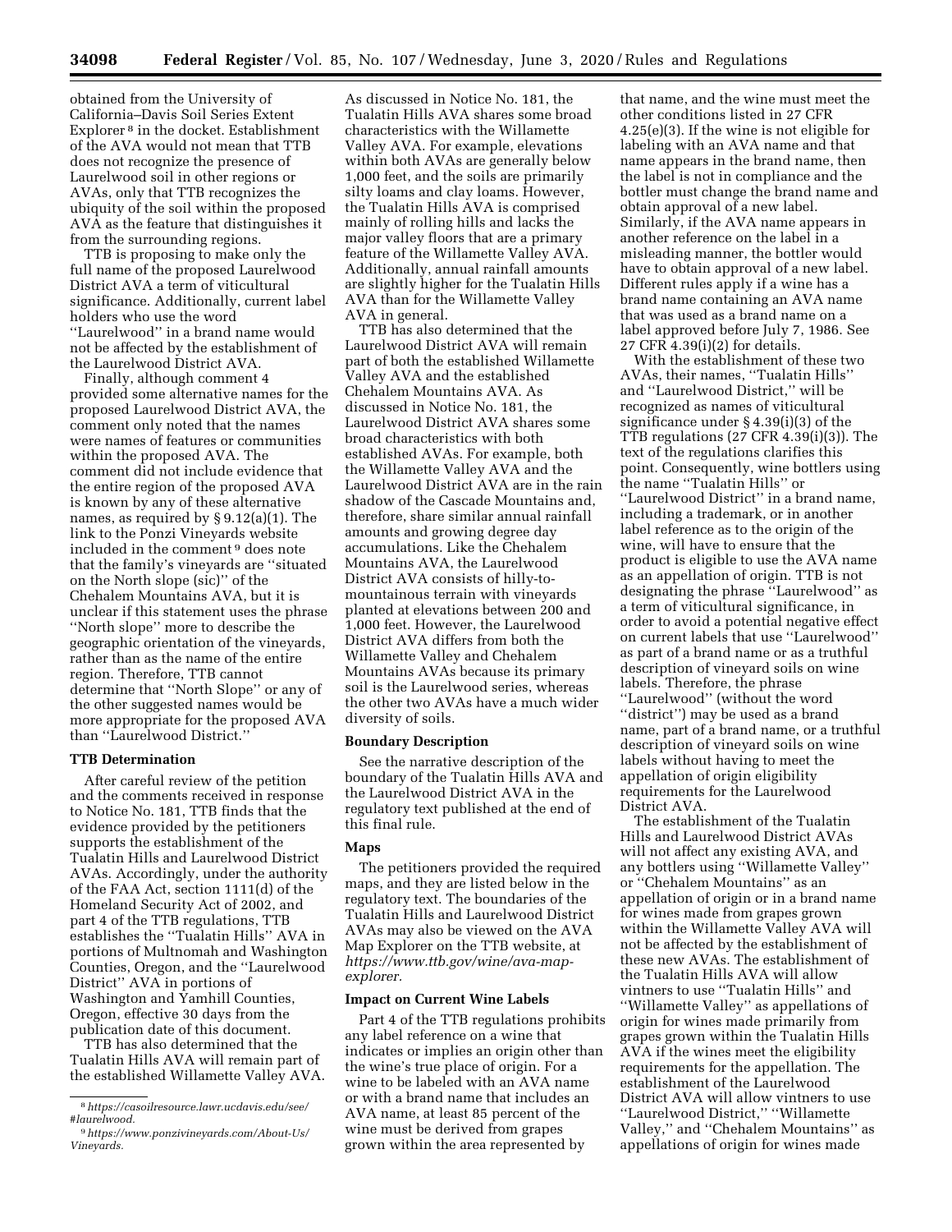obtained from the University of California–Davis Soil Series Extent Explorer[8] in the docket. Establishment of the AVA would not mean that TTB does not recognize the presence of Laurelwood soil in other regions or AVAs, only that TTB recognizes the ubiquity of the soil within the proposed AVA as the feature that distinguishes it from the surrounding regions.

TTB is proposing to make only the full name of the proposed Laurelwood District AVA a term of viticultural significance. Additionally, current label holders who use the word ''Laurelwood'' in a brand name would not be affected by the establishment of the Laurelwood District AVA.

Finally, although comment 4 provided some alternative names for the proposed Laurelwood District AVA, the comment only noted that the names were names of features or communities within the proposed AVA. The comment did not include evidence that the entire region of the proposed AVA is known by any of these alternative names, as required by § 9.12(a)(1). The link to the Ponzi Vineyards website included in the comment[9] does note that the family's vineyards are ''situated on the North slope (sic)'' of the Chehalem Mountains AVA, but it is unclear if this statement uses the phrase ''North slope'' more to describe the geographic orientation of the vineyards, rather than as the name of the entire region. Therefore, TTB cannot determine that ''North Slope'' or any of the other suggested names would be more appropriate for the proposed AVA than ''Laurelwood District.''

## TTB Determination

After careful review of the petition and the comments received in response to Notice No. 181, TTB finds that the evidence provided by the petitioners supports the establishment of the Tualatin Hills and Laurelwood District AVAs. Accordingly, under the authority of the FAA Act, section 1111(d) of the Homeland Security Act of 2002, and part 4 of the TTB regulations, TTB establishes the ''Tualatin Hills'' AVA in portions of Multnomah and Washington Counties, Oregon, and the ''Laurelwood District'' AVA in portions of Washington and Yamhill Counties, Oregon, effective 30 days from the publication date of this document.

TTB has also determined that the Tualatin Hills AVA will remain part of the established Willamette Valley AVA. As discussed in Notice No. 181, the Tualatin Hills AVA shares some broad characteristics with the Willamette Valley AVA. For example, elevations within both AVAs are generally below 1,000 feet, and the soils are primarily silty loams and clay loams. However, the Tualatin Hills AVA is comprised mainly of rolling hills and lacks the major valley floors that are a primary feature of the Willamette Valley AVA. Additionally, annual rainfall amounts are slightly higher for the Tualatin Hills AVA than for the Willamette Valley AVA in general.

TTB has also determined that the Laurelwood District AVA will remain part of both the established Willamette Valley AVA and the established Chehalem Mountains AVA. As discussed in Notice No. 181, the Laurelwood District AVA shares some broad characteristics with both established AVAs. For example, both the Willamette Valley AVA and the Laurelwood District AVA are in the rain shadow of the Cascade Mountains and, therefore, share similar annual rainfall amounts and growing degree day accumulations. Like the Chehalem Mountains AVA, the Laurelwood District AVA consists of hilly-to-mountainous terrain with vineyards planted at elevations between 200 and 1,000 feet. However, the Laurelwood District AVA differs from both the Willamette Valley and Chehalem Mountains AVAs because its primary soil is the Laurelwood series, whereas the other two AVAs have a much wider diversity of soils.

## Boundary Description

See the narrative description of the boundary of the Tualatin Hills AVA and the Laurelwood District AVA in the regulatory text published at the end of this final rule.

## Maps

The petitioners provided the required maps, and they are listed below in the regulatory text. The boundaries of the Tualatin Hills and Laurelwood District AVAs may also be viewed on the AVA Map Explorer on the TTB website, at *https://www.ttb.gov/wine/ava-map-explorer*.

## Impact on Current Wine Labels

Part 4 of the TTB regulations prohibits any label reference on a wine that indicates or implies an origin other than the wine's true place of origin. For a wine to be labeled with an AVA name or with a brand name that includes an AVA name, at least 85 percent of the wine must be derived from grapes grown within the area represented by that name, and the wine must meet the other conditions listed in 27 CFR 4.25(e)(3). If the wine is not eligible for labeling with an AVA name and that name appears in the brand name, then the label is not in compliance and the bottler must change the brand name and obtain approval of a new label. Similarly, if the AVA name appears in another reference on the label in a misleading manner, the bottler would have to obtain approval of a new label. Different rules apply if a wine has a brand name containing an AVA name that was used as a brand name on a label approved before July 7, 1986. See 27 CFR 4.39(i)(2) for details.

With the establishment of these two AVAs, their names, ''Tualatin Hills'' and ''Laurelwood District,'' will be recognized as names of viticultural significance under § 4.39(i)(3) of the TTB regulations (27 CFR 4.39(i)(3)). The text of the regulations clarifies this point. Consequently, wine bottlers using the name ''Tualatin Hills'' or ''Laurelwood District'' in a brand name, including a trademark, or in another label reference as to the origin of the wine, will have to ensure that the product is eligible to use the AVA name as an appellation of origin. TTB is not designating the phrase ''Laurelwood'' as a term of viticultural significance, in order to avoid a potential negative effect on current labels that use ''Laurelwood'' as part of a brand name or as a truthful description of vineyard soils on wine labels. Therefore, the phrase ''Laurelwood'' (without the word ''district'') may be used as a brand name, part of a brand name, or a truthful description of vineyard soils on wine labels without having to meet the appellation of origin eligibility requirements for the Laurelwood District AVA.

The establishment of the Tualatin Hills and Laurelwood District AVAs will not affect any existing AVA, and any bottlers using ''Willamette Valley'' or ''Chehalem Mountains'' as an appellation of origin or in a brand name for wines made from grapes grown within the Willamette Valley AVA will not be affected by the establishment of these new AVAs. The establishment of the Tualatin Hills AVA will allow vintners to use ''Tualatin Hills'' and ''Willamette Valley'' as appellations of origin for wines made primarily from grapes grown within the Tualatin Hills AVA if the wines meet the eligibility requirements for the appellation. The establishment of the Laurelwood District AVA will allow vintners to use ''Laurelwood District,'' ''Willamette Valley,'' and ''Chehalem Mountains'' as appellations of origin for wines made

[8] *https://casoilresource.lawr.ucdavis.edu/see/#laurelwood*.

[9] *https://www.ponzivineyards.com/About-Us/Vineyards*.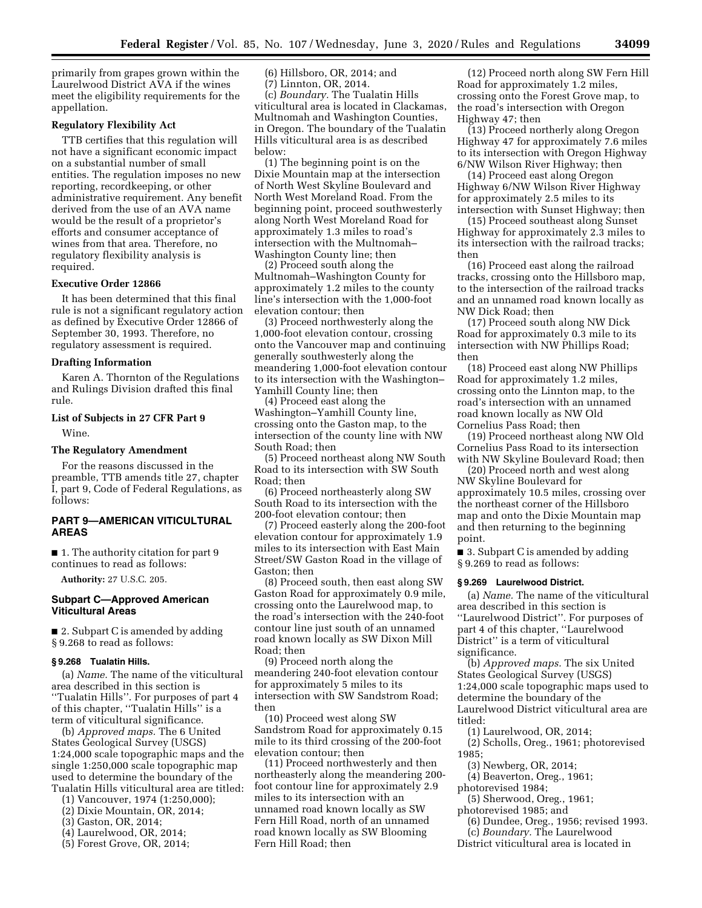primarily from grapes grown within the Laurelwood District AVA if the wines meet the eligibility requirements for the appellation.

### Regulatory Flexibility Act

TTB certifies that this regulation will not have a significant economic impact on a substantial number of small entities. The regulation imposes no new reporting, recordkeeping, or other administrative requirement. Any benefit derived from the use of an AVA name would be the result of a proprietor's efforts and consumer acceptance of wines from that area. Therefore, no regulatory flexibility analysis is required.

### Executive Order 12866

It has been determined that this final rule is not a significant regulatory action as defined by Executive Order 12866 of September 30, 1993. Therefore, no regulatory assessment is required.

### Drafting Information

Karen A. Thornton of the Regulations and Rulings Division drafted this final rule.

### List of Subjects in 27 CFR Part 9

Wine.

### The Regulatory Amendment

For the reasons discussed in the preamble, TTB amends title 27, chapter I, part 9, Code of Federal Regulations, as follows:

## PART 9—AMERICAN VITICULTURAL AREAS

■ 1. The authority citation for part 9 continues to read as follows:

**Authority:** 27 U.S.C. 205.

### Subpart C—Approved American Viticultural Areas

■ 2. Subpart C is amended by adding § 9.268 to read as follows:

#### § 9.268 Tualatin Hills.

(a) *Name.* The name of the viticultural area described in this section is ''Tualatin Hills''. For purposes of part 4 of this chapter, ''Tualatin Hills'' is a term of viticultural significance.

(b) *Approved maps.* The 6 United States Geological Survey (USGS) 1:24,000 scale topographic maps and the single 1:250,000 scale topographic map used to determine the boundary of the Tualatin Hills viticultural area are titled:

(1) Vancouver, 1974 (1:250,000);

(2) Dixie Mountain, OR, 2014;

(3) Gaston, OR, 2014;

(4) Laurelwood, OR, 2014;

(5) Forest Grove, OR, 2014;

(6) Hillsboro, OR, 2014; and

(7) Linnton, OR, 2014.

(c) *Boundary.* The Tualatin Hills viticultural area is located in Clackamas, Multnomah and Washington Counties, in Oregon. The boundary of the Tualatin Hills viticultural area is as described below:

(1) The beginning point is on the Dixie Mountain map at the intersection of North West Skyline Boulevard and North West Moreland Road. From the beginning point, proceed southwesterly along North West Moreland Road for approximately 1.3 miles to road's intersection with the Multnomah–Washington County line; then

(2) Proceed south along the Multnomah–Washington County for approximately 1.2 miles to the county line's intersection with the 1,000-foot elevation contour; then

(3) Proceed northwesterly along the 1,000-foot elevation contour, crossing onto the Vancouver map and continuing generally southwesterly along the meandering 1,000-foot elevation contour to its intersection with the Washington–Yamhill County line; then

(4) Proceed east along the Washington–Yamhill County line, crossing onto the Gaston map, to the intersection of the county line with NW South Road; then

(5) Proceed northeast along NW South Road to its intersection with SW South Road; then

(6) Proceed northeasterly along SW South Road to its intersection with the 200-foot elevation contour; then

(7) Proceed easterly along the 200-foot elevation contour for approximately 1.9 miles to its intersection with East Main Street/SW Gaston Road in the village of Gaston; then

(8) Proceed south, then east along SW Gaston Road for approximately 0.9 mile, crossing onto the Laurelwood map, to the road's intersection with the 240-foot contour line just south of an unnamed road known locally as SW Dixon Mill Road; then

(9) Proceed north along the meandering 240-foot elevation contour for approximately 5 miles to its intersection with SW Sandstrom Road; then

(10) Proceed west along SW Sandstrom Road for approximately 0.15 mile to its third crossing of the 200-foot elevation contour; then

(11) Proceed northwesterly and then northeasterly along the meandering 200-foot contour line for approximately 2.9 miles to its intersection with an unnamed road known locally as SW Fern Hill Road, north of an unnamed road known locally as SW Blooming Fern Hill Road; then

(12) Proceed north along SW Fern Hill Road for approximately 1.2 miles, crossing onto the Forest Grove map, to the road's intersection with Oregon Highway 47; then

(13) Proceed northerly along Oregon Highway 47 for approximately 7.6 miles to its intersection with Oregon Highway 6/NW Wilson River Highway; then

(14) Proceed east along Oregon Highway 6/NW Wilson River Highway for approximately 2.5 miles to its intersection with Sunset Highway; then

(15) Proceed southeast along Sunset Highway for approximately 2.3 miles to its intersection with the railroad tracks; then

(16) Proceed east along the railroad tracks, crossing onto the Hillsboro map, to the intersection of the railroad tracks and an unnamed road known locally as NW Dick Road; then

(17) Proceed south along NW Dick Road for approximately 0.3 mile to its intersection with NW Phillips Road; then

(18) Proceed east along NW Phillips Road for approximately 1.2 miles, crossing onto the Linnton map, to the road's intersection with an unnamed road known locally as NW Old Cornelius Pass Road; then

(19) Proceed northeast along NW Old Cornelius Pass Road to its intersection with NW Skyline Boulevard Road; then

(20) Proceed north and west along NW Skyline Boulevard for approximately 10.5 miles, crossing over the northeast corner of the Hillsboro map and onto the Dixie Mountain map and then returning to the beginning point.

■ 3. Subpart C is amended by adding § 9.269 to read as follows:

#### § 9.269 Laurelwood District.

(a) *Name.* The name of the viticultural area described in this section is ''Laurelwood District''. For purposes of part 4 of this chapter, ''Laurelwood District'' is a term of viticultural significance.

(b) *Approved maps.* The six United States Geological Survey (USGS) 1:24,000 scale topographic maps used to determine the boundary of the Laurelwood District viticultural area are titled:

(1) Laurelwood, OR, 2014;

(2) Scholls, Oreg., 1961; photorevised 1985;

(3) Newberg, OR, 2014;

(4) Beaverton, Oreg., 1961; photorevised 1984;

(5) Sherwood, Oreg., 1961; photorevised 1985; and

(6) Dundee, Oreg., 1956; revised 1993.

(c) *Boundary.* The Laurelwood District viticultural area is located in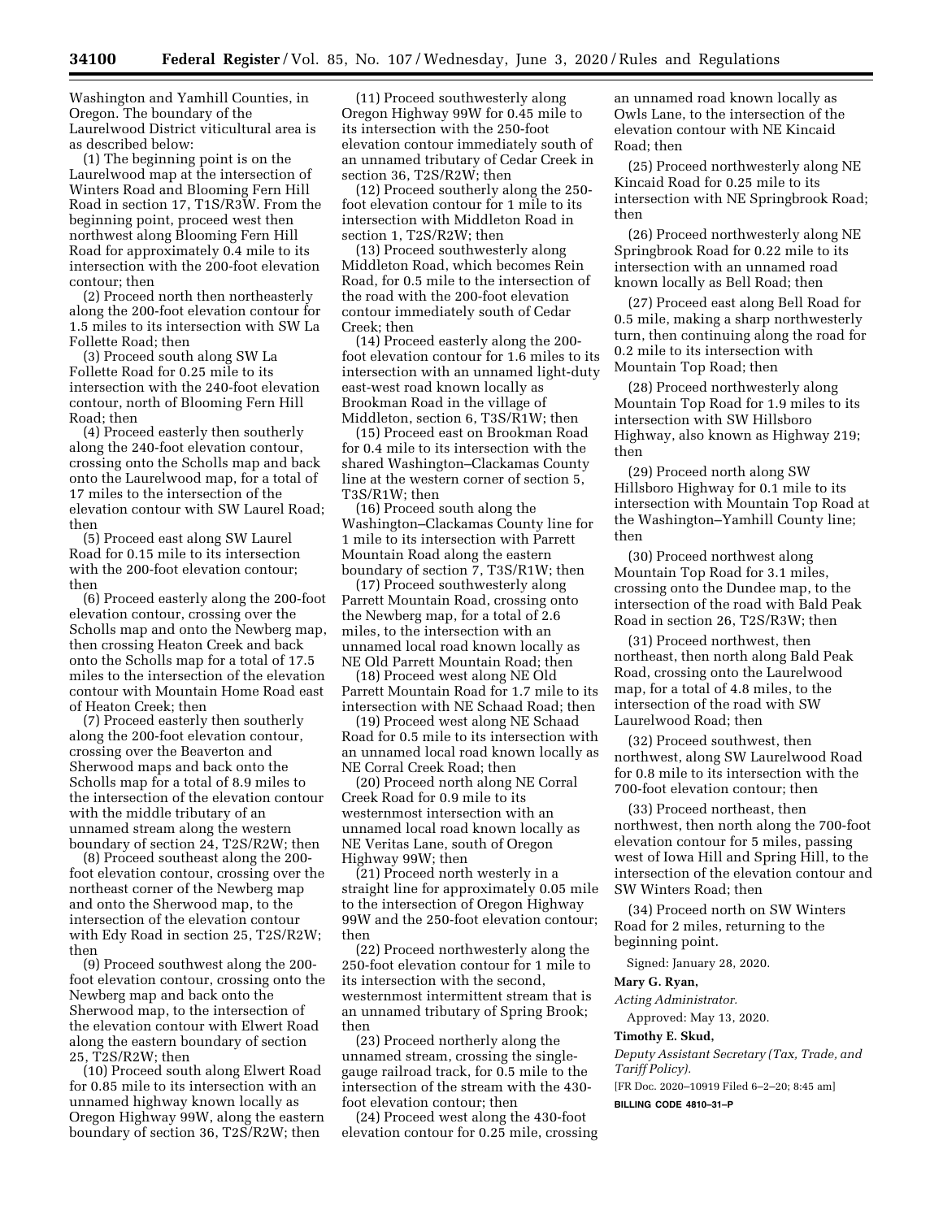Washington and Yamhill Counties, in Oregon. The boundary of the Laurelwood District viticultural area is as described below:

(1) The beginning point is on the Laurelwood map at the intersection of Winters Road and Blooming Fern Hill Road in section 17, T1S/R3W. From the beginning point, proceed west then northwest along Blooming Fern Hill Road for approximately 0.4 mile to its intersection with the 200-foot elevation contour; then

(2) Proceed north then northeasterly along the 200-foot elevation contour for 1.5 miles to its intersection with SW La Follette Road; then

(3) Proceed south along SW La Follette Road for 0.25 mile to its intersection with the 240-foot elevation contour, north of Blooming Fern Hill Road; then

(4) Proceed easterly then southerly along the 240-foot elevation contour, crossing onto the Scholls map and back onto the Laurelwood map, for a total of 17 miles to the intersection of the elevation contour with SW Laurel Road; then

(5) Proceed east along SW Laurel Road for 0.15 mile to its intersection with the 200-foot elevation contour; then

(6) Proceed easterly along the 200-foot elevation contour, crossing over the Scholls map and onto the Newberg map, then crossing Heaton Creek and back onto the Scholls map for a total of 17.5 miles to the intersection of the elevation contour with Mountain Home Road east of Heaton Creek; then

(7) Proceed easterly then southerly along the 200-foot elevation contour, crossing over the Beaverton and Sherwood maps and back onto the Scholls map for a total of 8.9 miles to the intersection of the elevation contour with the middle tributary of an unnamed stream along the western boundary of section 24, T2S/R2W; then

(8) Proceed southeast along the 200-foot elevation contour, crossing over the northeast corner of the Newberg map and onto the Sherwood map, to the intersection of the elevation contour with Edy Road in section 25, T2S/R2W; then

(9) Proceed southwest along the 200-foot elevation contour, crossing onto the Newberg map and back onto the Sherwood map, to the intersection of the elevation contour with Elwert Road along the eastern boundary of section 25, T2S/R2W; then

(10) Proceed south along Elwert Road for 0.85 mile to its intersection with an unnamed highway known locally as Oregon Highway 99W, along the eastern boundary of section 36, T2S/R2W; then

(11) Proceed southwesterly along Oregon Highway 99W for 0.45 mile to its intersection with the 250-foot elevation contour immediately south of an unnamed tributary of Cedar Creek in section 36, T2S/R2W; then

(12) Proceed southerly along the 250-foot elevation contour for 1 mile to its intersection with Middleton Road in section 1, T2S/R2W; then

(13) Proceed southwesterly along Middleton Road, which becomes Rein Road, for 0.5 mile to the intersection of the road with the 200-foot elevation contour immediately south of Cedar Creek; then

(14) Proceed easterly along the 200-foot elevation contour for 1.6 miles to its intersection with an unnamed light-duty east-west road known locally as Brookman Road in the village of Middleton, section 6, T3S/R1W; then

(15) Proceed east on Brookman Road for 0.4 mile to its intersection with the shared Washington–Clackamas County line at the western corner of section 5, T3S/R1W; then

(16) Proceed south along the Washington–Clackamas County line for 1 mile to its intersection with Parrett Mountain Road along the eastern boundary of section 7, T3S/R1W; then

(17) Proceed southwesterly along Parrett Mountain Road, crossing onto the Newberg map, for a total of 2.6 miles, to the intersection with an unnamed local road known locally as NE Old Parrett Mountain Road; then

(18) Proceed west along NE Old Parrett Mountain Road for 1.7 mile to its intersection with NE Schaad Road; then

(19) Proceed west along NE Schaad Road for 0.5 mile to its intersection with an unnamed local road known locally as NE Corral Creek Road; then

(20) Proceed north along NE Corral Creek Road for 0.9 mile to its westernmost intersection with an unnamed local road known locally as NE Veritas Lane, south of Oregon Highway 99W; then

(21) Proceed north westerly in a straight line for approximately 0.05 mile to the intersection of Oregon Highway 99W and the 250-foot elevation contour; then

(22) Proceed northwesterly along the 250-foot elevation contour for 1 mile to its intersection with the second, westernmost intermittent stream that is an unnamed tributary of Spring Brook; then

(23) Proceed northerly along the unnamed stream, crossing the single-gauge railroad track, for 0.5 mile to the intersection of the stream with the 430-foot elevation contour; then

(24) Proceed west along the 430-foot elevation contour for 0.25 mile, crossing an unnamed road known locally as Owls Lane, to the intersection of the elevation contour with NE Kincaid Road; then

(25) Proceed northwesterly along NE Kincaid Road for 0.25 mile to its intersection with NE Springbrook Road; then

(26) Proceed northwesterly along NE Springbrook Road for 0.22 mile to its intersection with an unnamed road known locally as Bell Road; then

(27) Proceed east along Bell Road for 0.5 mile, making a sharp northwesterly turn, then continuing along the road for 0.2 mile to its intersection with Mountain Top Road; then

(28) Proceed northwesterly along Mountain Top Road for 1.9 miles to its intersection with SW Hillsboro Highway, also known as Highway 219; then

(29) Proceed north along SW Hillsboro Highway for 0.1 mile to its intersection with Mountain Top Road at the Washington–Yamhill County line; then

(30) Proceed northwest along Mountain Top Road for 3.1 miles, crossing onto the Dundee map, to the intersection of the road with Bald Peak Road in section 26, T2S/R3W; then

(31) Proceed northwest, then northeast, then north along Bald Peak Road, crossing onto the Laurelwood map, for a total of 4.8 miles, to the intersection of the road with SW Laurelwood Road; then

(32) Proceed southwest, then northwest, along SW Laurelwood Road for 0.8 mile to its intersection with the 700-foot elevation contour; then

(33) Proceed northeast, then northwest, then north along the 700-foot elevation contour for 5 miles, passing west of Iowa Hill and Spring Hill, to the intersection of the elevation contour and SW Winters Road; then

(34) Proceed north on SW Winters Road for 2 miles, returning to the beginning point.

Signed: January 28, 2020.

**Mary G. Ryan,**

*Acting Administrator.*

Approved: May 13, 2020.

**Timothy E. Skud,**

*Deputy Assistant Secretary (Tax, Trade, and Tariff Policy).*

[FR Doc. 2020–10919 Filed 6–2–20; 8:45 am]

**BILLING CODE 4810–31–P**